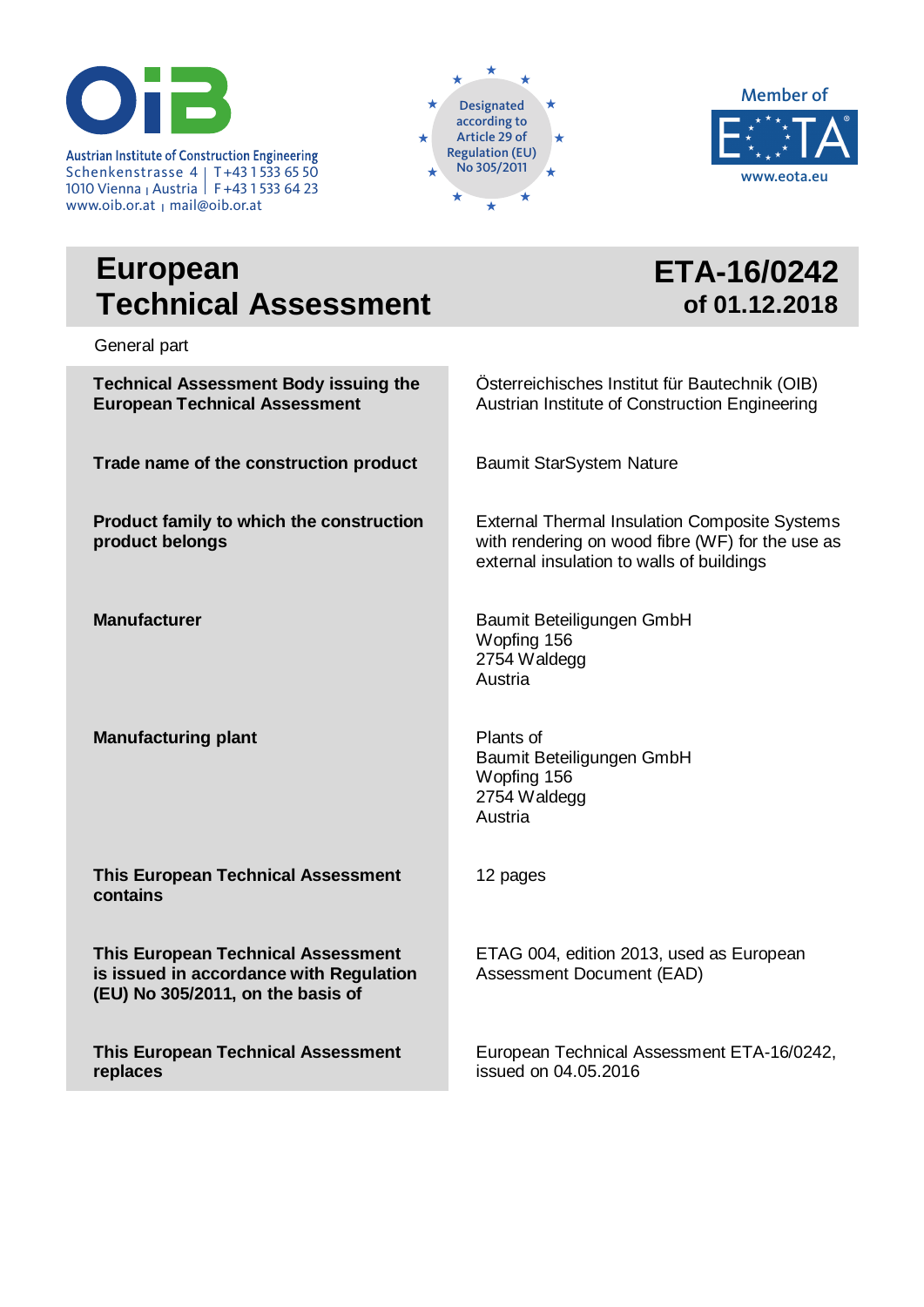Austrian Institute of Construction Engineering
Schenkenstrasse 4 | T+43 1 533 65 50
1010 Vienna | Austria | F+43 1 533 64 23
www.oib.or.at | mail@oib.or.at

Designated according to Article 29 of Regulation (EU) No 305/2011

Member of EOTA
www.eota.eu

# European Technical Assessment

# ETA-16/0242 of 01.12.2018

General part

| | |
|---|---|
| **Technical Assessment Body issuing the European Technical Assessment** | Österreichisches Institut für Bautechnik (OIB)<br>Austrian Institute of Construction Engineering |
| **Trade name of the construction product** | Baumit StarSystem Nature |
| **Product family to which the construction product belongs** | External Thermal Insulation Composite Systems with rendering on wood fibre (WF) for the use as external insulation to walls of buildings |
| **Manufacturer** | Baumit Beteiligungen GmbH<br>Wopfing 156<br>2754 Waldegg<br>Austria |
| **Manufacturing plant** | Plants of<br>Baumit Beteiligungen GmbH<br>Wopfing 156<br>2754 Waldegg<br>Austria |
| **This European Technical Assessment contains** | 12 pages |
| **This European Technical Assessment is issued in accordance with Regulation (EU) No 305/2011, on the basis of** | ETAG 004, edition 2013, used as European Assessment Document (EAD) |
| **This European Technical Assessment replaces** | European Technical Assessment ETA-16/0242, issued on 04.05.2016 |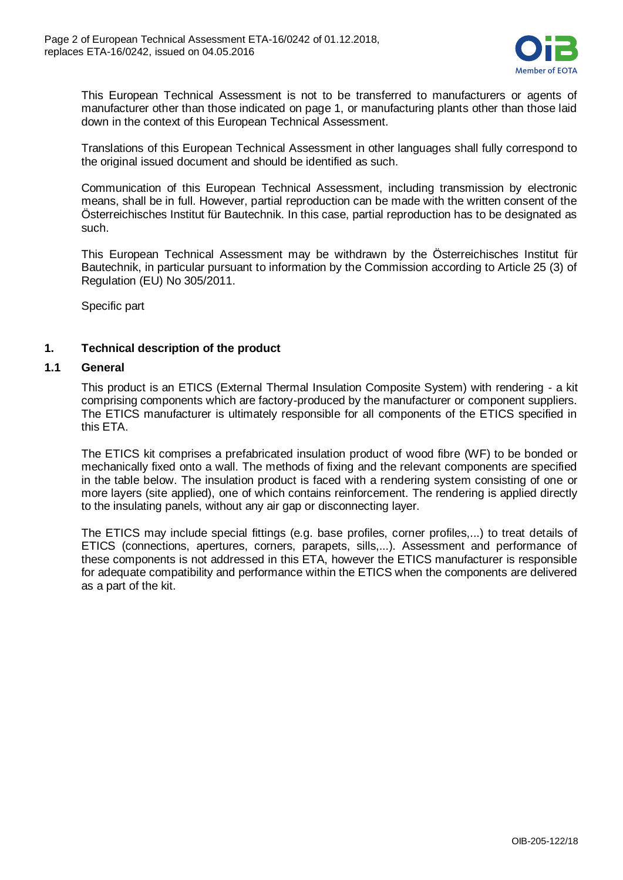This European Technical Assessment is not to be transferred to manufacturers or agents of manufacturer other than those indicated on page 1, or manufacturing plants other than those laid down in the context of this European Technical Assessment.

Translations of this European Technical Assessment in other languages shall fully correspond to the original issued document and should be identified as such.

Communication of this European Technical Assessment, including transmission by electronic means, shall be in full. However, partial reproduction can be made with the written consent of the Österreichisches Institut für Bautechnik. In this case, partial reproduction has to be designated as such.

This European Technical Assessment may be withdrawn by the Österreichisches Institut für Bautechnik, in particular pursuant to information by the Commission according to Article 25 (3) of Regulation (EU) No 305/2011.

Specific part

## 1. Technical description of the product

### 1.1 General

This product is an ETICS (External Thermal Insulation Composite System) with rendering - a kit comprising components which are factory-produced by the manufacturer or component suppliers. The ETICS manufacturer is ultimately responsible for all components of the ETICS specified in this ETA.

The ETICS kit comprises a prefabricated insulation product of wood fibre (WF) to be bonded or mechanically fixed onto a wall. The methods of fixing and the relevant components are specified in the table below. The insulation product is faced with a rendering system consisting of one or more layers (site applied), one of which contains reinforcement. The rendering is applied directly to the insulating panels, without any air gap or disconnecting layer.

The ETICS may include special fittings (e.g. base profiles, corner profiles,...) to treat details of ETICS (connections, apertures, corners, parapets, sills,...). Assessment and performance of these components is not addressed in this ETA, however the ETICS manufacturer is responsible for adequate compatibility and performance within the ETICS when the components are delivered as a part of the kit.